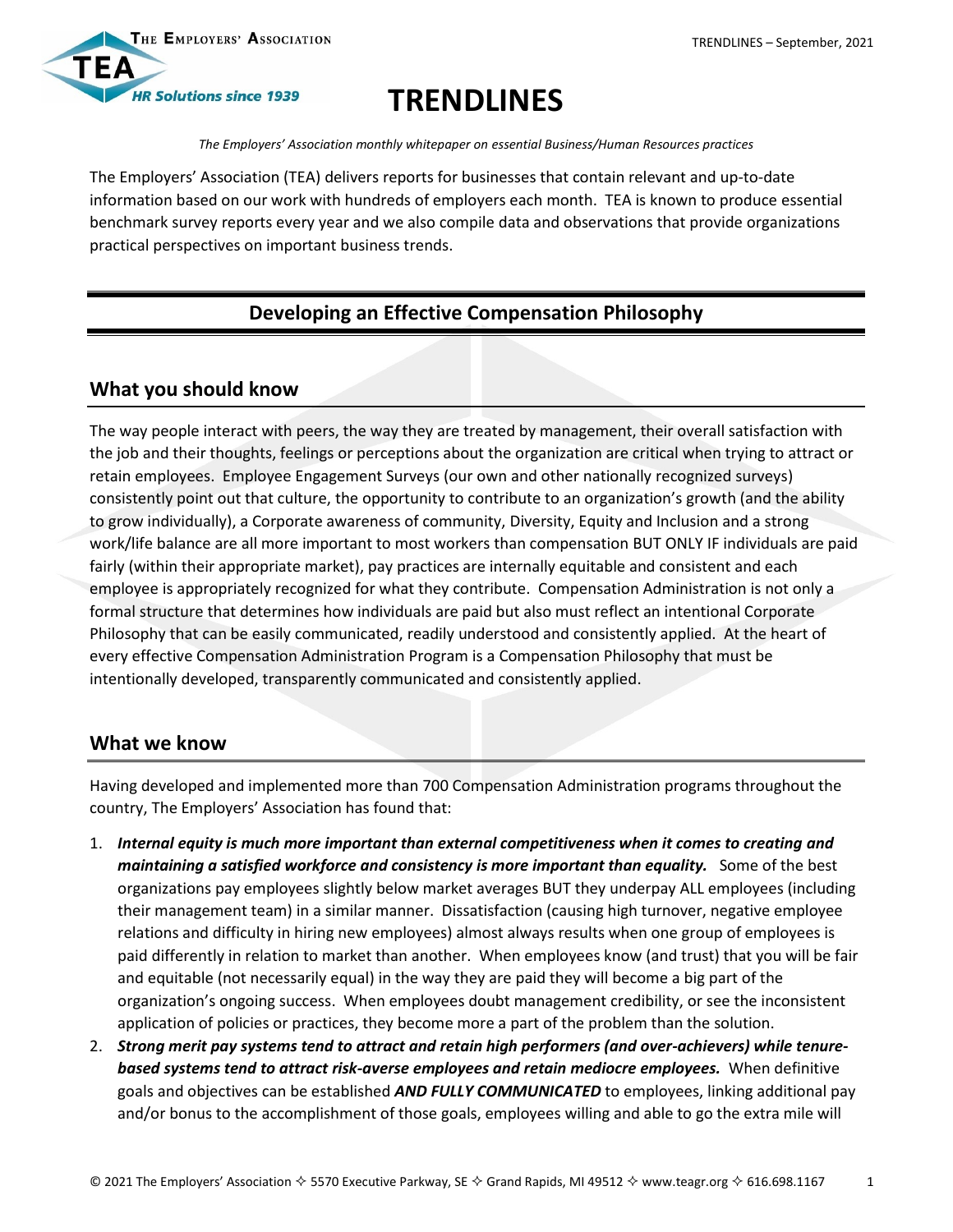# TRENDLINES

*The Employers' Association monthly whitepaper on essential Business/Human Resources practices*

The Employers' Association (TEA) delivers reports for businesses that contain relevant and up-to-date information based on our work with hundreds of employers each month. TEA is known to produce essential benchmark survey reports every year and we also compile data and observations that provide organizations practical perspectives on important business trends.

## Developing an Effective Compensation Philosophy

### What you should know

The way people interact with peers, the way they are treated by management, their overall satisfaction with the job and their thoughts, feelings or perceptions about the organization are critical when trying to attract or retain employees. Employee Engagement Surveys (our own and other nationally recognized surveys) consistently point out that culture, the opportunity to contribute to an organization's growth (and the ability to grow individually), a Corporate awareness of community, Diversity, Equity and Inclusion and a strong work/life balance are all more important to most workers than compensation BUT ONLY IF individuals are paid fairly (within their appropriate market), pay practices are internally equitable and consistent and each employee is appropriately recognized for what they contribute. Compensation Administration is not only a formal structure that determines how individuals are paid but also must reflect an intentional Corporate Philosophy that can be easily communicated, readily understood and consistently applied. At the heart of every effective Compensation Administration Program is a Compensation Philosophy that must be intentionally developed, transparently communicated and consistently applied.

### What we know

Having developed and implemented more than 700 Compensation Administration programs throughout the country, The Employers' Association has found that:

1. ***Internal equity is much more important than external competitiveness when it comes to creating and maintaining a satisfied workforce and consistency is more important than equality.*** Some of the best organizations pay employees slightly below market averages BUT they underpay ALL employees (including their management team) in a similar manner. Dissatisfaction (causing high turnover, negative employee relations and difficulty in hiring new employees) almost always results when one group of employees is paid differently in relation to market than another. When employees know (and trust) that you will be fair and equitable (not necessarily equal) in the way they are paid they will become a big part of the organization's ongoing success. When employees doubt management credibility, or see the inconsistent application of policies or practices, they become more a part of the problem than the solution.
2. ***Strong merit pay systems tend to attract and retain high performers (and over-achievers) while tenure-based systems tend to attract risk-averse employees and retain mediocre employees.*** When definitive goals and objectives can be established ***AND FULLY COMMUNICATED*** to employees, linking additional pay and/or bonus to the accomplishment of those goals, employees willing and able to go the extra mile will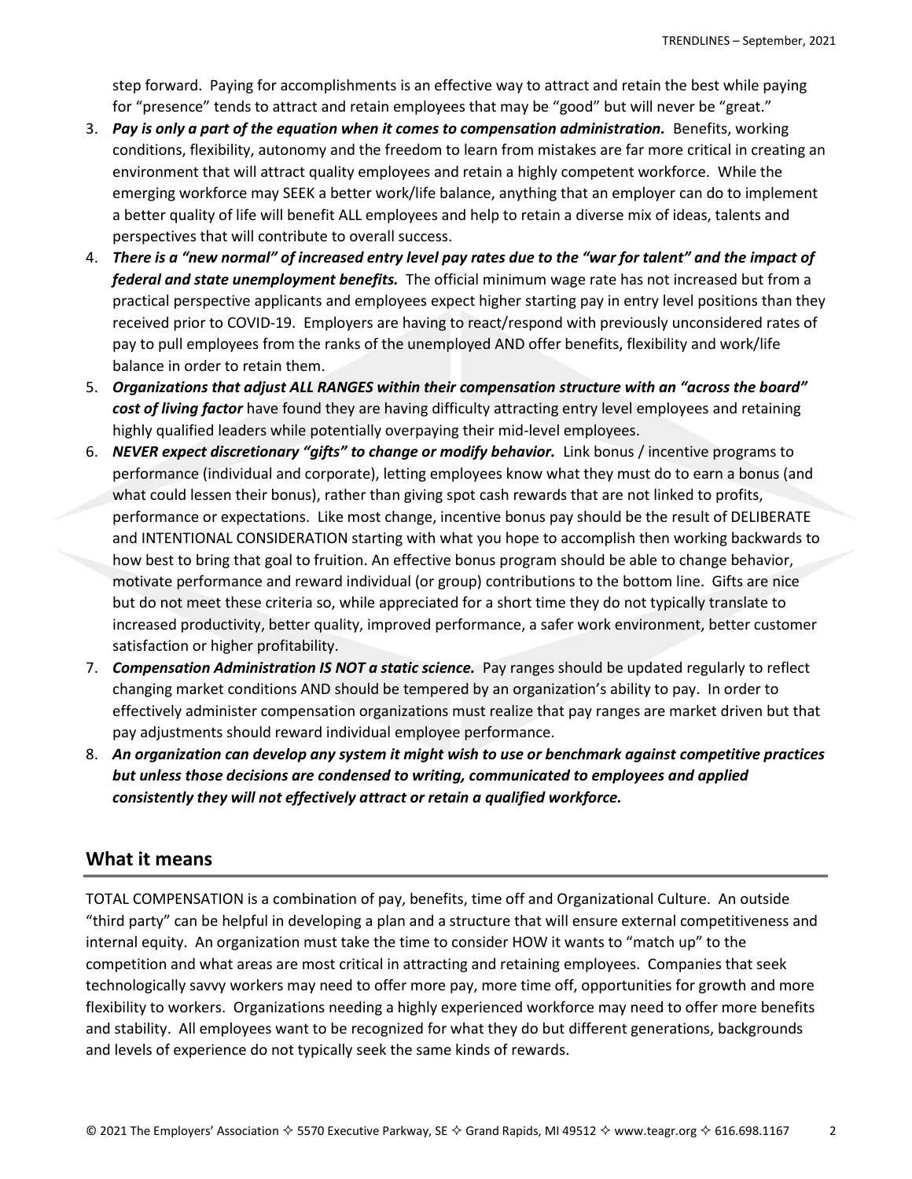step forward. Paying for accomplishments is an effective way to attract and retain the best while paying for "presence" tends to attract and retain employees that may be "good" but will never be "great."

3. ***Pay is only a part of the equation when it comes to compensation administration.*** Benefits, working conditions, flexibility, autonomy and the freedom to learn from mistakes are far more critical in creating an environment that will attract quality employees and retain a highly competent workforce. While the emerging workforce may SEEK a better work/life balance, anything that an employer can do to implement a better quality of life will benefit ALL employees and help to retain a diverse mix of ideas, talents and perspectives that will contribute to overall success.
4. ***There is a "new normal" of increased entry level pay rates due to the "war for talent" and the impact of federal and state unemployment benefits.*** The official minimum wage rate has not increased but from a practical perspective applicants and employees expect higher starting pay in entry level positions than they received prior to COVID-19. Employers are having to react/respond with previously unconsidered rates of pay to pull employees from the ranks of the unemployed AND offer benefits, flexibility and work/life balance in order to retain them.
5. ***Organizations that adjust ALL RANGES within their compensation structure with an "across the board" cost of living factor*** have found they are having difficulty attracting entry level employees and retaining highly qualified leaders while potentially overpaying their mid-level employees.
6. ***NEVER expect discretionary "gifts" to change or modify behavior.*** Link bonus / incentive programs to performance (individual and corporate), letting employees know what they must do to earn a bonus (and what could lessen their bonus), rather than giving spot cash rewards that are not linked to profits, performance or expectations. Like most change, incentive bonus pay should be the result of DELIBERATE and INTENTIONAL CONSIDERATION starting with what you hope to accomplish then working backwards to how best to bring that goal to fruition. An effective bonus program should be able to change behavior, motivate performance and reward individual (or group) contributions to the bottom line. Gifts are nice but do not meet these criteria so, while appreciated for a short time they do not typically translate to increased productivity, better quality, improved performance, a safer work environment, better customer satisfaction or higher profitability.
7. ***Compensation Administration IS NOT a static science.*** Pay ranges should be updated regularly to reflect changing market conditions AND should be tempered by an organization's ability to pay. In order to effectively administer compensation organizations must realize that pay ranges are market driven but that pay adjustments should reward individual employee performance.
8. ***An organization can develop any system it might wish to use or benchmark against competitive practices but unless those decisions are condensed to writing, communicated to employees and applied consistently they will not effectively attract or retain a qualified workforce.***

## What it means

TOTAL COMPENSATION is a combination of pay, benefits, time off and Organizational Culture. An outside "third party" can be helpful in developing a plan and a structure that will ensure external competitiveness and internal equity. An organization must take the time to consider HOW it wants to "match up" to the competition and what areas are most critical in attracting and retaining employees. Companies that seek technologically savvy workers may need to offer more pay, more time off, opportunities for growth and more flexibility to workers. Organizations needing a highly experienced workforce may need to offer more benefits and stability. All employees want to be recognized for what they do but different generations, backgrounds and levels of experience do not typically seek the same kinds of rewards.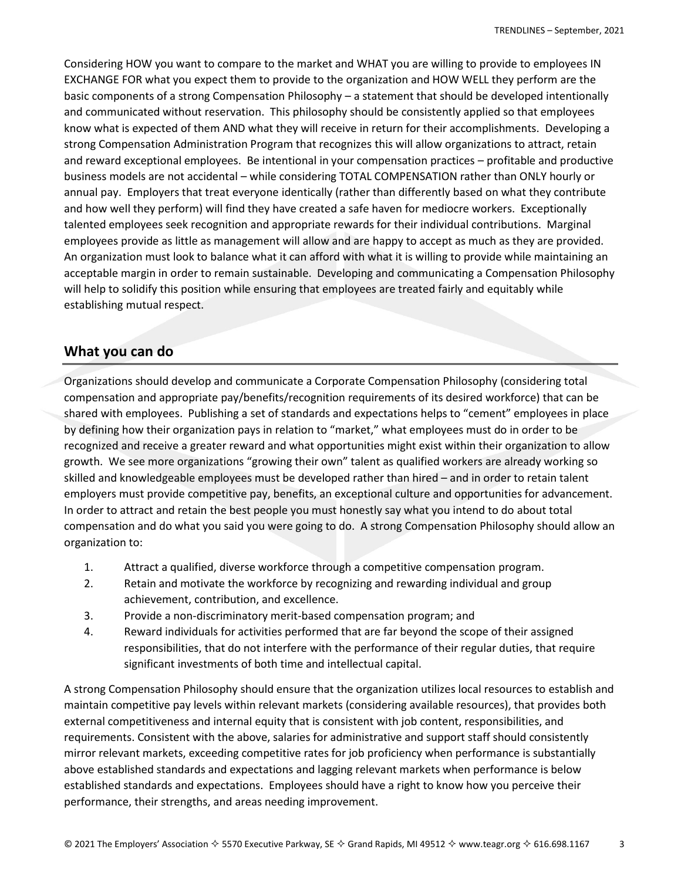Considering HOW you want to compare to the market and WHAT you are willing to provide to employees IN EXCHANGE FOR what you expect them to provide to the organization and HOW WELL they perform are the basic components of a strong Compensation Philosophy – a statement that should be developed intentionally and communicated without reservation. This philosophy should be consistently applied so that employees know what is expected of them AND what they will receive in return for their accomplishments. Developing a strong Compensation Administration Program that recognizes this will allow organizations to attract, retain and reward exceptional employees. Be intentional in your compensation practices – profitable and productive business models are not accidental – while considering TOTAL COMPENSATION rather than ONLY hourly or annual pay. Employers that treat everyone identically (rather than differently based on what they contribute and how well they perform) will find they have created a safe haven for mediocre workers. Exceptionally talented employees seek recognition and appropriate rewards for their individual contributions. Marginal employees provide as little as management will allow and are happy to accept as much as they are provided. An organization must look to balance what it can afford with what it is willing to provide while maintaining an acceptable margin in order to remain sustainable. Developing and communicating a Compensation Philosophy will help to solidify this position while ensuring that employees are treated fairly and equitably while establishing mutual respect.

## What you can do

Organizations should develop and communicate a Corporate Compensation Philosophy (considering total compensation and appropriate pay/benefits/recognition requirements of its desired workforce) that can be shared with employees. Publishing a set of standards and expectations helps to "cement" employees in place by defining how their organization pays in relation to "market," what employees must do in order to be recognized and receive a greater reward and what opportunities might exist within their organization to allow growth. We see more organizations "growing their own" talent as qualified workers are already working so skilled and knowledgeable employees must be developed rather than hired – and in order to retain talent employers must provide competitive pay, benefits, an exceptional culture and opportunities for advancement. In order to attract and retain the best people you must honestly say what you intend to do about total compensation and do what you said you were going to do. A strong Compensation Philosophy should allow an organization to:

1. Attract a qualified, diverse workforce through a competitive compensation program.
2. Retain and motivate the workforce by recognizing and rewarding individual and group achievement, contribution, and excellence.
3. Provide a non-discriminatory merit-based compensation program; and
4. Reward individuals for activities performed that are far beyond the scope of their assigned responsibilities, that do not interfere with the performance of their regular duties, that require significant investments of both time and intellectual capital.

A strong Compensation Philosophy should ensure that the organization utilizes local resources to establish and maintain competitive pay levels within relevant markets (considering available resources), that provides both external competitiveness and internal equity that is consistent with job content, responsibilities, and requirements. Consistent with the above, salaries for administrative and support staff should consistently mirror relevant markets, exceeding competitive rates for job proficiency when performance is substantially above established standards and expectations and lagging relevant markets when performance is below established standards and expectations. Employees should have a right to know how you perceive their performance, their strengths, and areas needing improvement.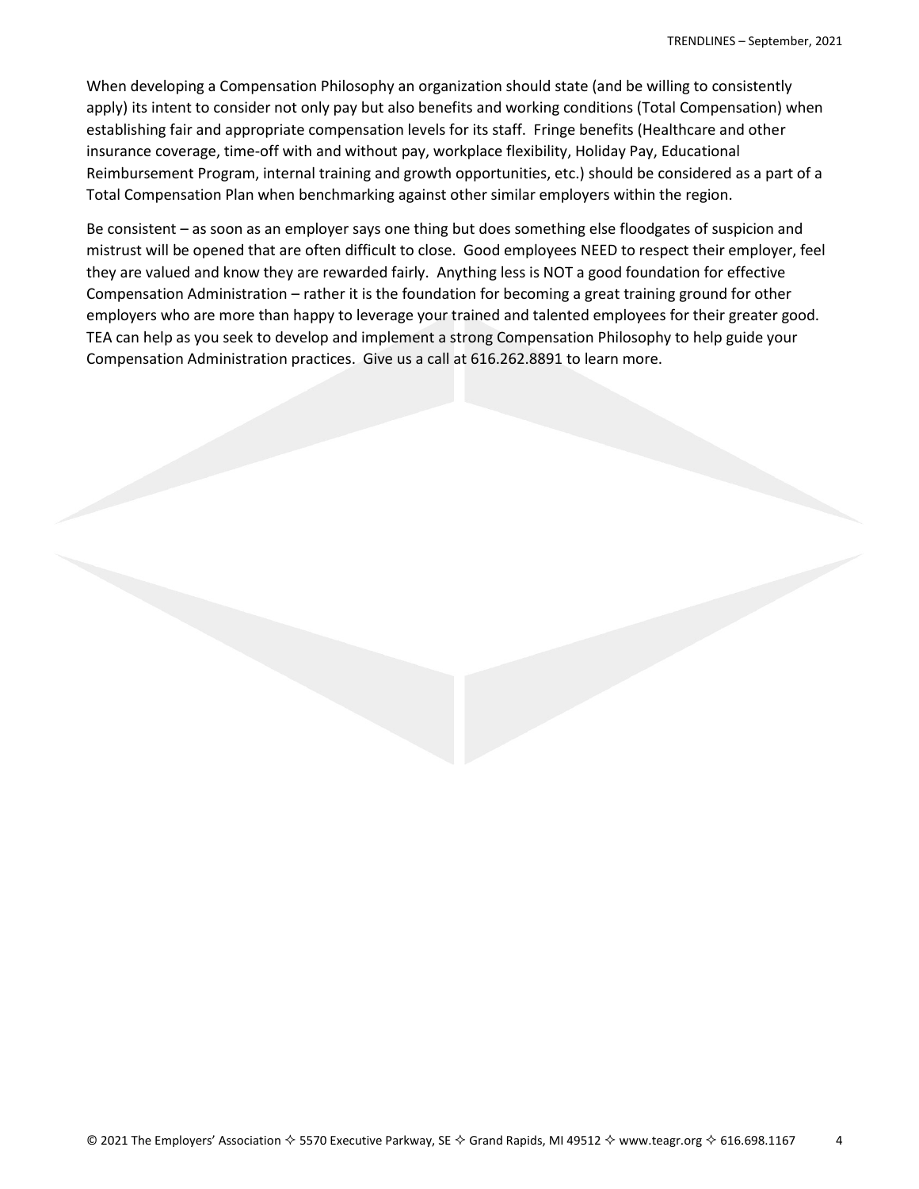When developing a Compensation Philosophy an organization should state (and be willing to consistently apply) its intent to consider not only pay but also benefits and working conditions (Total Compensation) when establishing fair and appropriate compensation levels for its staff. Fringe benefits (Healthcare and other insurance coverage, time-off with and without pay, workplace flexibility, Holiday Pay, Educational Reimbursement Program, internal training and growth opportunities, etc.) should be considered as a part of a Total Compensation Plan when benchmarking against other similar employers within the region.

Be consistent – as soon as an employer says one thing but does something else floodgates of suspicion and mistrust will be opened that are often difficult to close. Good employees NEED to respect their employer, feel they are valued and know they are rewarded fairly. Anything less is NOT a good foundation for effective Compensation Administration – rather it is the foundation for becoming a great training ground for other employers who are more than happy to leverage your trained and talented employees for their greater good. TEA can help as you seek to develop and implement a strong Compensation Philosophy to help guide your Compensation Administration practices. Give us a call at 616.262.8891 to learn more.